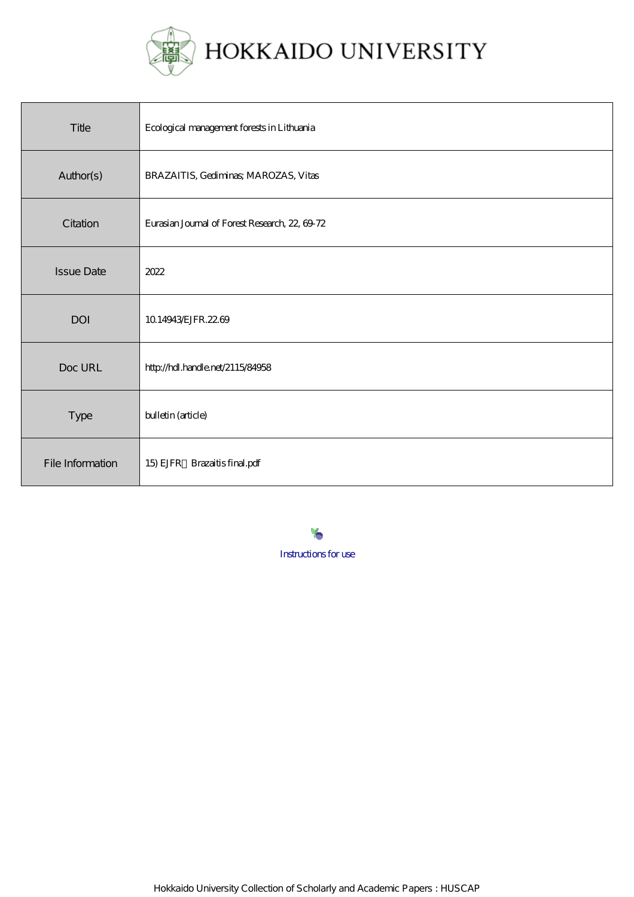# HOKKAIDO UNIVERSITY

| Title | Ecological management forests in Lithuania |
| --- | --- |
| Author(s) | BRAZAITIS, Gediminas; MAROZAS, Vitas |
| Citation | Eurasian Journal of Forest Research, 22, 69-72 |
| Issue Date | 2022 |
| DOI | 10.14943/EJFR.22.69 |
| Doc URL | http://hdl.handle.net/2115/84958 |
| Type | bulletin (article) |
| File Information | 15) EJFR Brazaitis final.pdf |

Instructions for use

Hokkaido University Collection of Scholarly and Academic Papers : HUSCAP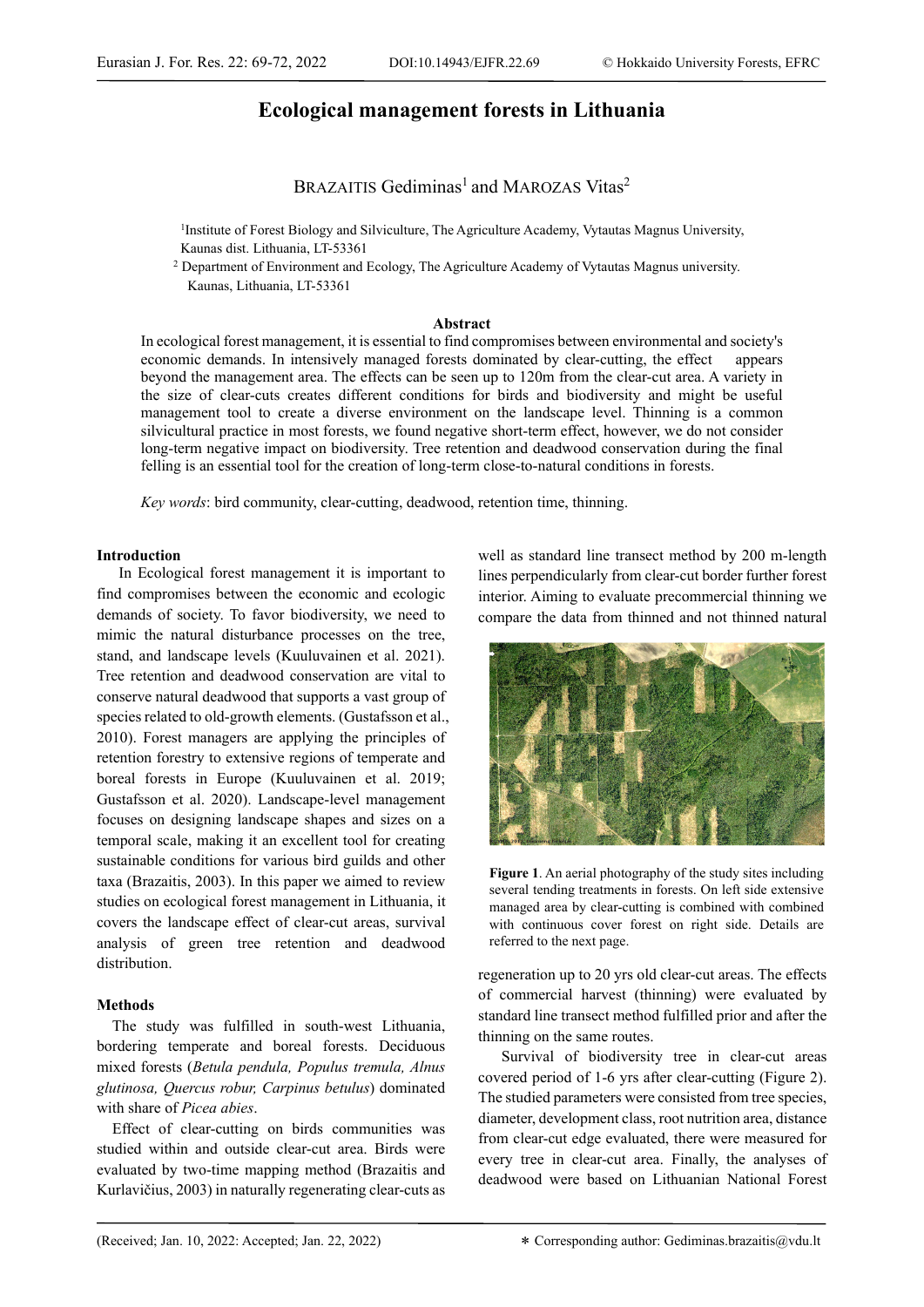# Ecological management forests in Lithuania

BRAZAITIS Gediminas[1] and MAROZAS Vitas[2]

[1]Institute of Forest Biology and Silviculture, The Agriculture Academy, Vytautas Magnus University, Kaunas dist. Lithuania, LT-53361

[2] Department of Environment and Ecology, The Agriculture Academy of Vytautas Magnus university. Kaunas, Lithuania, LT-53361

## Abstract

In ecological forest management, it is essential to find compromises between environmental and society's economic demands. In intensively managed forests dominated by clear-cutting, the effect appears beyond the management area. The effects can be seen up to 120m from the clear-cut area. A variety in the size of clear-cuts creates different conditions for birds and biodiversity and might be useful management tool to create a diverse environment on the landscape level. Thinning is a common silvicultural practice in most forests, we found negative short-term effect, however, we do not consider long-term negative impact on biodiversity. Tree retention and deadwood conservation during the final felling is an essential tool for the creation of long-term close-to-natural conditions in forests.

*Key words*: bird community, clear-cutting, deadwood, retention time, thinning.

## Introduction

In Ecological forest management it is important to find compromises between the economic and ecologic demands of society. To favor biodiversity, we need to mimic the natural disturbance processes on the tree, stand, and landscape levels (Kuuluvainen et al. 2021). Tree retention and deadwood conservation are vital to conserve natural deadwood that supports a vast group of species related to old-growth elements. (Gustafsson et al., 2010). Forest managers are applying the principles of retention forestry to extensive regions of temperate and boreal forests in Europe (Kuuluvainen et al. 2019; Gustafsson et al. 2020). Landscape-level management focuses on designing landscape shapes and sizes on a temporal scale, making it an excellent tool for creating sustainable conditions for various bird guilds and other taxa (Brazaitis, 2003). In this paper we aimed to review studies on ecological forest management in Lithuania, it covers the landscape effect of clear-cut areas, survival analysis of green tree retention and deadwood distribution.

## Methods

The study was fulfilled in south-west Lithuania, bordering temperate and boreal forests. Deciduous mixed forests (*Betula pendula, Populus tremula, Alnus glutinosa, Quercus robur, Carpinus betulus*) dominated with share of *Picea abies*.

Effect of clear-cutting on birds communities was studied within and outside clear-cut area. Birds were evaluated by two-time mapping method (Brazaitis and Kurlavičius, 2003) in naturally regenerating clear-cuts as well as standard line transect method by 200 m-length lines perpendicularly from clear-cut border further forest interior. Aiming to evaluate precommercial thinning we compare the data from thinned and not thinned natural regeneration up to 20 yrs old clear-cut areas. The effects of commercial harvest (thinning) were evaluated by standard line transect method fulfilled prior and after the thinning on the same routes.

**Figure 1**. An aerial photography of the study sites including several tending treatments in forests. On left side extensive managed area by clear-cutting is combined with combined with continuous cover forest on right side. Details are referred to the next page.

Survival of biodiversity tree in clear-cut areas covered period of 1-6 yrs after clear-cutting (Figure 2). The studied parameters were consisted from tree species, diameter, development class, root nutrition area, distance from clear-cut edge evaluated, there were measured for every tree in clear-cut area. Finally, the analyses of deadwood were based on Lithuanian National Forest

(Received; Jan. 10, 2022: Accepted; Jan. 22, 2022)

∗ Corresponding author: Gediminas.brazaitis@vdu.lt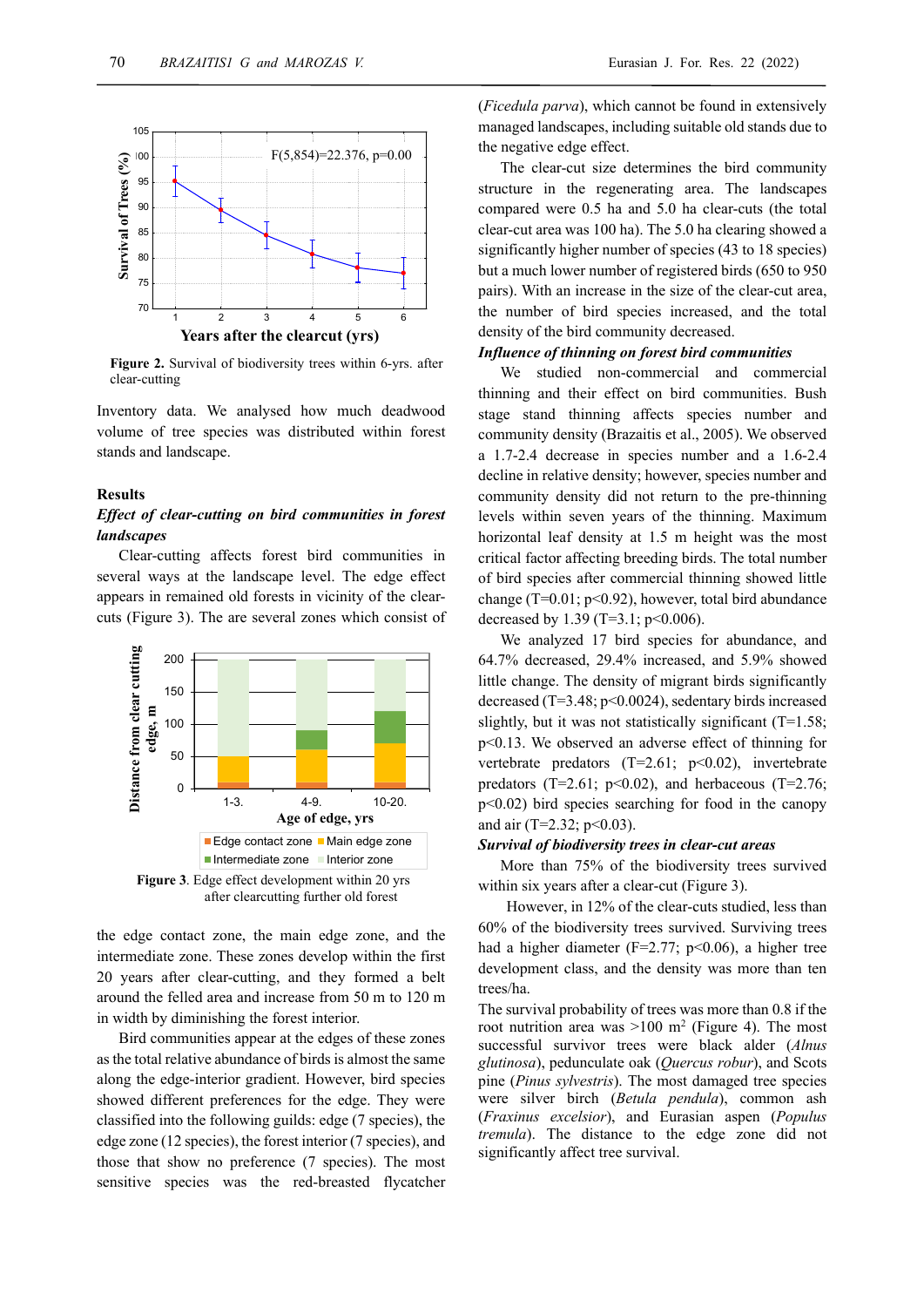Figure 2. Survival of biodiversity trees within 6-yrs. after clear-cutting

Inventory data. We analysed how much deadwood volume of tree species was distributed within forest stands and landscape.

## Results

### *Effect of clear-cutting on bird communities in forest landscapes*

Clear-cutting affects forest bird communities in several ways at the landscape level. The edge effect appears in remained old forests in vicinity of the clear-cuts (Figure 3). The are several zones which consist of the edge contact zone, the main edge zone, and the intermediate zone. These zones develop within the first 20 years after clear-cutting, and they formed a belt around the felled area and increase from 50 m to 120 m in width by diminishing the forest interior.

**Figure 3**. Edge effect development within 20 yrs after clearcutting further old forest

Bird communities appear at the edges of these zones as the total relative abundance of birds is almost the same along the edge-interior gradient. However, bird species showed different preferences for the edge. They were classified into the following guilds: edge (7 species), the edge zone (12 species), the forest interior (7 species), and those that show no preference (7 species). The most sensitive species was the red-breasted flycatcher (*Ficedula parva*), which cannot be found in extensively managed landscapes, including suitable old stands due to the negative edge effect.

The clear-cut size determines the bird community structure in the regenerating area. The landscapes compared were 0.5 ha and 5.0 ha clear-cuts (the total clear-cut area was 100 ha). The 5.0 ha clearing showed a significantly higher number of species (43 to 18 species) but a much lower number of registered birds (650 to 950 pairs). With an increase in the size of the clear-cut area, the number of bird species increased, and the total density of the bird community decreased.

### *Influence of thinning on forest bird communities*

We studied non-commercial and commercial thinning and their effect on bird communities. Bush stage stand thinning affects species number and community density (Brazaitis et al., 2005). We observed a 1.7-2.4 decrease in species number and a 1.6-2.4 decline in relative density; however, species number and community density did not return to the pre-thinning levels within seven years of the thinning. Maximum horizontal leaf density at 1.5 m height was the most critical factor affecting breeding birds. The total number of bird species after commercial thinning showed little change ($T=0.01$; $p<0.92$), however, total bird abundance decreased by 1.39 ($T=3.1$; $p<0.006$).

We analyzed 17 bird species for abundance, and 64.7% decreased, 29.4% increased, and 5.9% showed little change. The density of migrant birds significantly decreased ($T=3.48$; $p<0.0024$), sedentary birds increased slightly, but it was not statistically significant ($T=1.58$; $p<0.13$. We observed an adverse effect of thinning for vertebrate predators ($T=2.61$; $p<0.02$), invertebrate predators ($T=2.61$; $p<0.02$), and herbaceous ($T=2.76$; $p<0.02$) bird species searching for food in the canopy and air ($T=2.32$; $p<0.03$).

### *Survival of biodiversity trees in clear-cut areas*

More than 75% of the biodiversity trees survived within six years after a clear-cut (Figure 3).

However, in 12% of the clear-cuts studied, less than 60% of the biodiversity trees survived. Surviving trees had a higher diameter ($F=2.77$; $p<0.06$), a higher tree development class, and the density was more than ten trees/ha.

The survival probability of trees was more than 0.8 if the root nutrition area was >100 $m^2$ (Figure 4). The most successful survivor trees were black alder (*Alnus glutinosa*), pedunculate oak (*Quercus robur*), and Scots pine (*Pinus sylvestris*). The most damaged tree species were silver birch (*Betula pendula*), common ash (*Fraxinus excelsior*), and Eurasian aspen (*Populus tremula*). The distance to the edge zone did not significantly affect tree survival.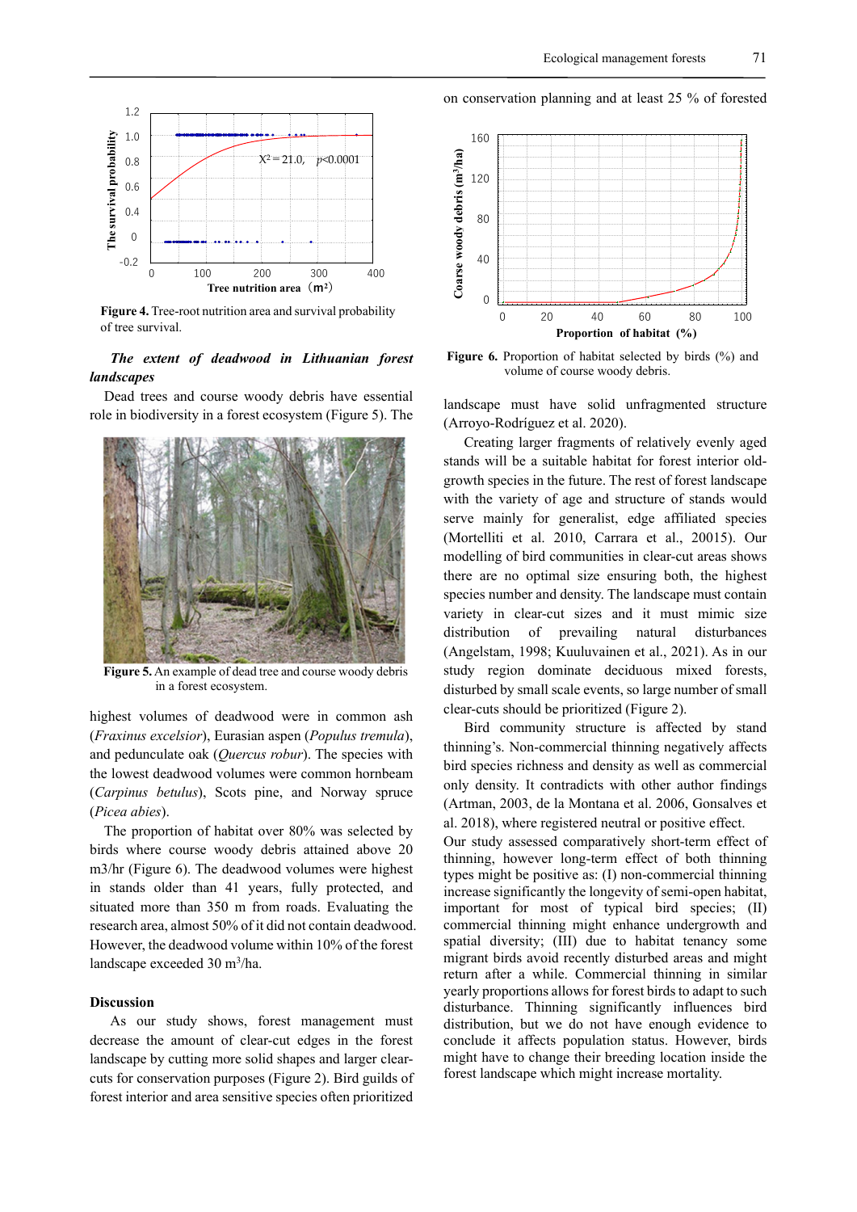**Figure 4.** Tree-root nutrition area and survival probability of tree survival.

### *The extent of deadwood in Lithuanian forest landscapes*

Dead trees and course woody debris have essential role in biodiversity in a forest ecosystem (Figure 5). The

**Figure 5.** An example of dead tree and course woody debris in a forest ecosystem.

highest volumes of deadwood were in common ash (*Fraxinus excelsior*), Eurasian aspen (*Populus tremula*), and pedunculate oak (*Quercus robur*). The species with the lowest deadwood volumes were common hornbeam (*Carpinus betulus*), Scots pine, and Norway spruce (*Picea abies*).

The proportion of habitat over 80% was selected by birds where course woody debris attained above 20 m3/hr (Figure 6). The deadwood volumes were highest in stands older than 41 years, fully protected, and situated more than 350 m from roads. Evaluating the research area, almost 50% of it did not contain deadwood. However, the deadwood volume within 10% of the forest landscape exceeded 30 $m^3$/ha.

## Discussion

As our study shows, forest management must decrease the amount of clear-cut edges in the forest landscape by cutting more solid shapes and larger clear-cuts for conservation purposes (Figure 2). Bird guilds of forest interior and area sensitive species often prioritized on conservation planning and at least 25 % of forested

**Figure 6.** Proportion of habitat selected by birds (%) and volume of course woody debris.

landscape must have solid unfragmented structure (Arroyo-Rodríguez et al. 2020).

Creating larger fragments of relatively evenly aged stands will be a suitable habitat for forest interior old-growth species in the future. The rest of forest landscape with the variety of age and structure of stands would serve mainly for generalist, edge affiliated species (Mortelliti et al. 2010, Carrara et al., 20015). Our modelling of bird communities in clear-cut areas shows there are no optimal size ensuring both, the highest species number and density. The landscape must contain variety in clear-cut sizes and it must mimic size distribution of prevailing natural disturbances (Angelstam, 1998; Kuuluvainen et al., 2021). As in our study region dominate deciduous mixed forests, disturbed by small scale events, so large number of small clear-cuts should be prioritized (Figure 2).

Bird community structure is affected by stand thinning's. Non-commercial thinning negatively affects bird species richness and density as well as commercial only density. It contradicts with other author findings (Artman, 2003, de la Montana et al. 2006, Gonsalves et al. 2018), where registered neutral or positive effect. Our study assessed comparatively short-term effect of thinning, however long-term effect of both thinning types might be positive as: (I) non-commercial thinning increase significantly the longevity of semi-open habitat, important for most of typical bird species; (II) commercial thinning might enhance undergrowth and spatial diversity; (III) due to habitat tenancy some migrant birds avoid recently disturbed areas and might return after a while. Commercial thinning in similar yearly proportions allows for forest birds to adapt to such disturbance. Thinning significantly influences bird distribution, but we do not have enough evidence to conclude it affects population status. However, birds might have to change their breeding location inside the forest landscape which might increase mortality.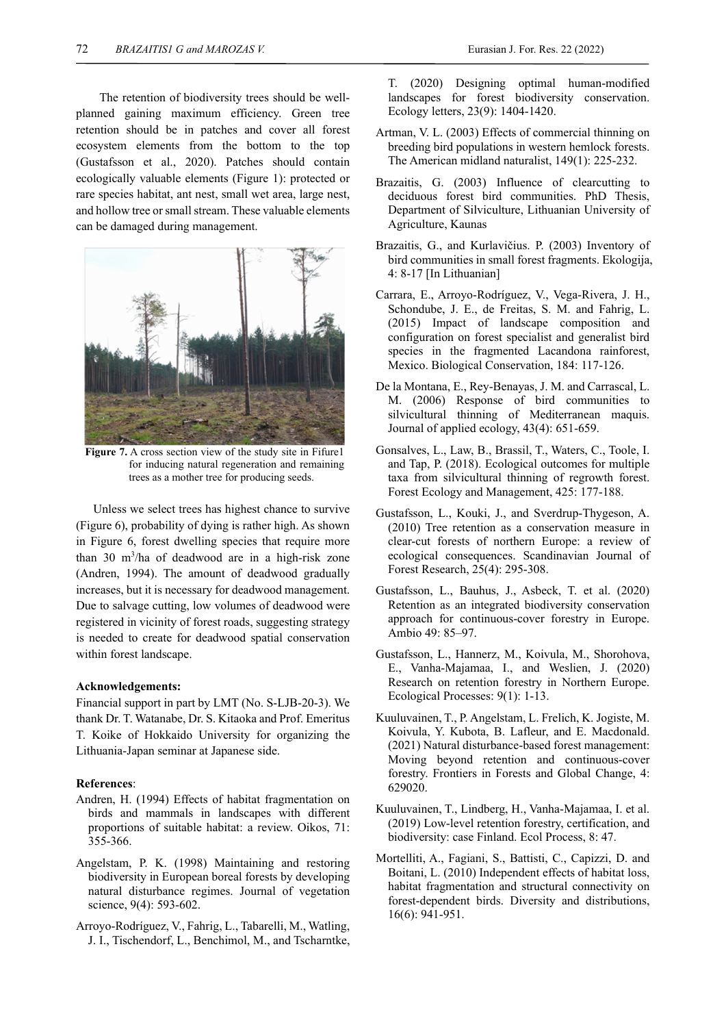The retention of biodiversity trees should be well-planned gaining maximum efficiency. Green tree retention should be in patches and cover all forest ecosystem elements from the bottom to the top (Gustafsson et al., 2020). Patches should contain ecologically valuable elements (Figure 1): protected or rare species habitat, ant nest, small wet area, large nest, and hollow tree or small stream. These valuable elements can be damaged during management.

**Figure 7.** A cross section view of the study site in Fifure1 for inducing natural regeneration and remaining trees as a mother tree for producing seeds.

Unless we select trees has highest chance to survive (Figure 6), probability of dying is rather high. As shown in Figure 6, forest dwelling species that require more than 30 $m^3$/ha of deadwood are in a high-risk zone (Andren, 1994). The amount of deadwood gradually increases, but it is necessary for deadwood management. Due to salvage cutting, low volumes of deadwood were registered in vicinity of forest roads, suggesting strategy is needed to create for deadwood spatial conservation within forest landscape.

**Acknowledgements:**

Financial support in part by LMT (No. S-LJB-20-3). We thank Dr. T. Watanabe, Dr. S. Kitaoka and Prof. Emeritus T. Koike of Hokkaido University for organizing the Lithuania-Japan seminar at Japanese side.

**References**:

Andren, H. (1994) Effects of habitat fragmentation on birds and mammals in landscapes with different proportions of suitable habitat: a review. Oikos, 71: 355-366.

Angelstam, P. K. (1998) Maintaining and restoring biodiversity in European boreal forests by developing natural disturbance regimes. Journal of vegetation science, 9(4): 593-602.

Arroyo-Rodríguez, V., Fahrig, L., Tabarelli, M., Watling, J. I., Tischendorf, L., Benchimol, M., and Tscharntke, T. (2020) Designing optimal human-modified landscapes for forest biodiversity conservation. Ecology letters, 23(9): 1404-1420.

Artman, V. L. (2003) Effects of commercial thinning on breeding bird populations in western hemlock forests. The American midland naturalist, 149(1): 225-232.

Brazaitis, G. (2003) Influence of clearcutting to deciduous forest bird communities. PhD Thesis, Department of Silviculture, Lithuanian University of Agriculture, Kaunas

Brazaitis, G., and Kurlavičius. P. (2003) Inventory of bird communities in small forest fragments. Ekologija, 4: 8-17 [In Lithuanian]

Carrara, E., Arroyo-Rodríguez, V., Vega-Rivera, J. H., Schondube, J. E., de Freitas, S. M. and Fahrig, L. (2015) Impact of landscape composition and configuration on forest specialist and generalist bird species in the fragmented Lacandona rainforest, Mexico. Biological Conservation, 184: 117-126.

De la Montana, E., Rey-Benayas, J. M. and Carrascal, L. M. (2006) Response of bird communities to silvicultural thinning of Mediterranean maquis. Journal of applied ecology, 43(4): 651-659.

Gonsalves, L., Law, B., Brassil, T., Waters, C., Toole, I. and Tap, P. (2018). Ecological outcomes for multiple taxa from silvicultural thinning of regrowth forest. Forest Ecology and Management, 425: 177-188.

Gustafsson, L., Kouki, J., and Sverdrup-Thygeson, A. (2010) Tree retention as a conservation measure in clear-cut forests of northern Europe: a review of ecological consequences. Scandinavian Journal of Forest Research, 25(4): 295-308.

Gustafsson, L., Bauhus, J., Asbeck, T. et al. (2020) Retention as an integrated biodiversity conservation approach for continuous-cover forestry in Europe. Ambio 49: 85–97.

Gustafsson, L., Hannerz, M., Koivula, M., Shorohova, E., Vanha-Majamaa, I., and Weslien, J. (2020) Research on retention forestry in Northern Europe. Ecological Processes: 9(1): 1-13.

Kuuluvainen, T., P. Angelstam, L. Frelich, K. Jogiste, M. Koivula, Y. Kubota, B. Lafleur, and E. Macdonald. (2021) Natural disturbance-based forest management: Moving beyond retention and continuous-cover forestry. Frontiers in Forests and Global Change, 4: 629020.

Kuuluvainen, T., Lindberg, H., Vanha-Majamaa, I. et al. (2019) Low-level retention forestry, certification, and biodiversity: case Finland. Ecol Process, 8: 47.

Mortelliti, A., Fagiani, S., Battisti, C., Capizzi, D. and Boitani, L. (2010) Independent effects of habitat loss, habitat fragmentation and structural connectivity on forest-dependent birds. Diversity and distributions, 16(6): 941-951.